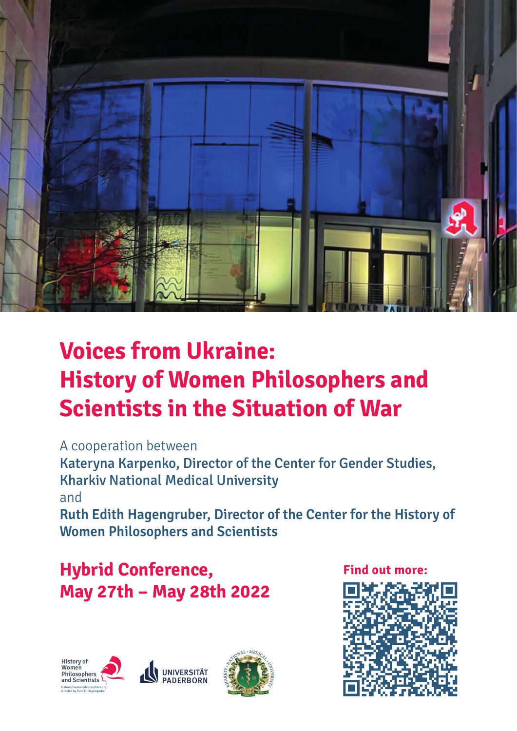# Voices from Ukraine: History of Women Philosophers and Scientists in the Situation of War

A cooperation between

**Kateryna Karpenko, Director of the Center for Gender Studies, Kharkiv National Medical University**

and

**Ruth Edith Hagengruber, Director of the Center for the History of Women Philosophers and Scientists**

## Hybrid Conference, May 27th – May 28th 2022

**Find out more:**

History of Women Philosophers and Scientists
historyofwomenphilosophers.org
directed by Ruth E. Hagengruber

UNIVERSITÄT PADERBORN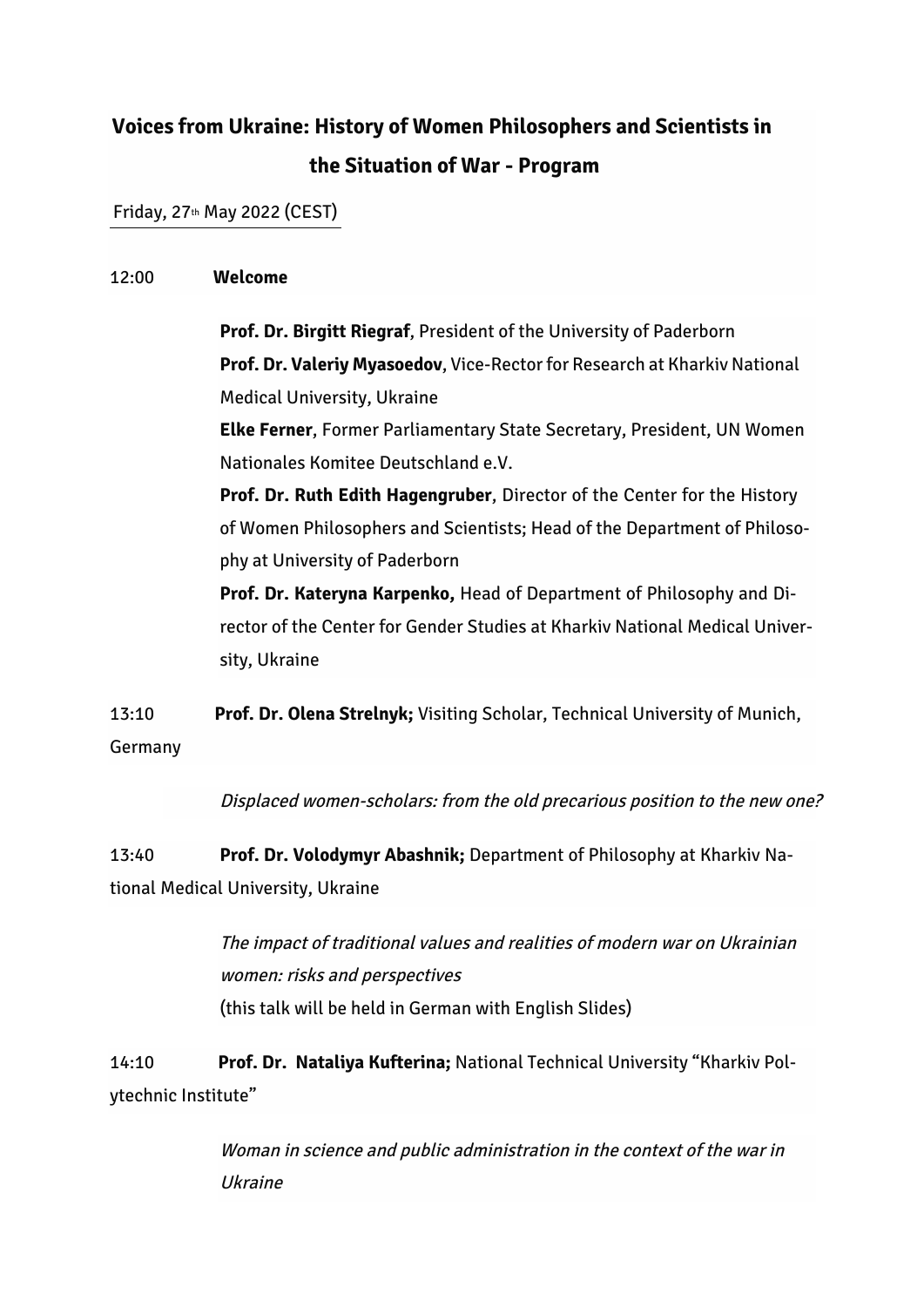# Voices from Ukraine: History of Women Philosophers and Scientists in the Situation of War - Program

Friday, 27th May 2022 (CEST)

12:00 **Welcome**

**Prof. Dr. Birgitt Riegraf**, President of the University of Paderborn
**Prof. Dr. Valeriy Myasoedov**, Vice-Rector for Research at Kharkiv National Medical University, Ukraine
**Elke Ferner**, Former Parliamentary State Secretary, President, UN Women Nationales Komitee Deutschland e.V.
**Prof. Dr. Ruth Edith Hagengruber**, Director of the Center for the History of Women Philosophers and Scientists; Head of the Department of Philosophy at University of Paderborn
**Prof. Dr. Kateryna Karpenko,** Head of Department of Philosophy and Director of the Center for Gender Studies at Kharkiv National Medical University, Ukraine

13:10 **Prof. Dr. Olena Strelnyk;** Visiting Scholar, Technical University of Munich, Germany

*Displaced women-scholars: from the old precarious position to the new one?*

13:40 **Prof. Dr. Volodymyr Abashnik;** Department of Philosophy at Kharkiv National Medical University, Ukraine

*The impact of traditional values and realities of modern war on Ukrainian women: risks and perspectives*
(this talk will be held in German with English Slides)

14:10 **Prof. Dr. Nataliya Kufterina;** National Technical University "Kharkiv Polytechnic Institute"

*Woman in science and public administration in the context of the war in Ukraine*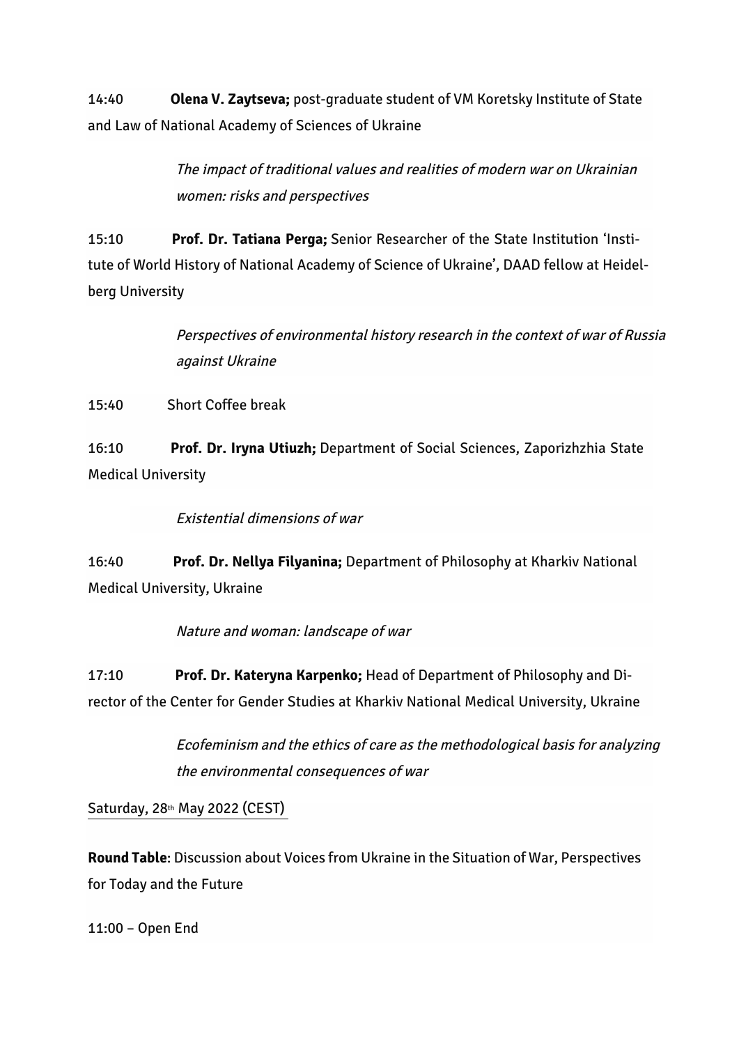14:40 **Olena V. Zaytseva;** post-graduate student of VM Koretsky Institute of State and Law of National Academy of Sciences of Ukraine

*The impact of traditional values and realities of modern war on Ukrainian women: risks and perspectives*

15:10 **Prof. Dr. Tatiana Perga;** Senior Researcher of the State Institution 'Institute of World History of National Academy of Science of Ukraine', DAAD fellow at Heidelberg University

*Perspectives of environmental history research in the context of war of Russia against Ukraine*

15:40 Short Coffee break

16:10 **Prof. Dr. Iryna Utiuzh;** Department of Social Sciences, Zaporizhzhia State Medical University

*Existential dimensions of war*

16:40 **Prof. Dr. Nellya Filyanina;** Department of Philosophy at Kharkiv National Medical University, Ukraine

*Nature and woman: landscape of war*

17:10 **Prof. Dr. Kateryna Karpenko;** Head of Department of Philosophy and Director of the Center for Gender Studies at Kharkiv National Medical University, Ukraine

*Ecofeminism and the ethics of care as the methodological basis for analyzing the environmental consequences of war*

Saturday, 28th May 2022 (CEST)

**Round Table**: Discussion about Voices from Ukraine in the Situation of War, Perspectives for Today and the Future

11:00 – Open End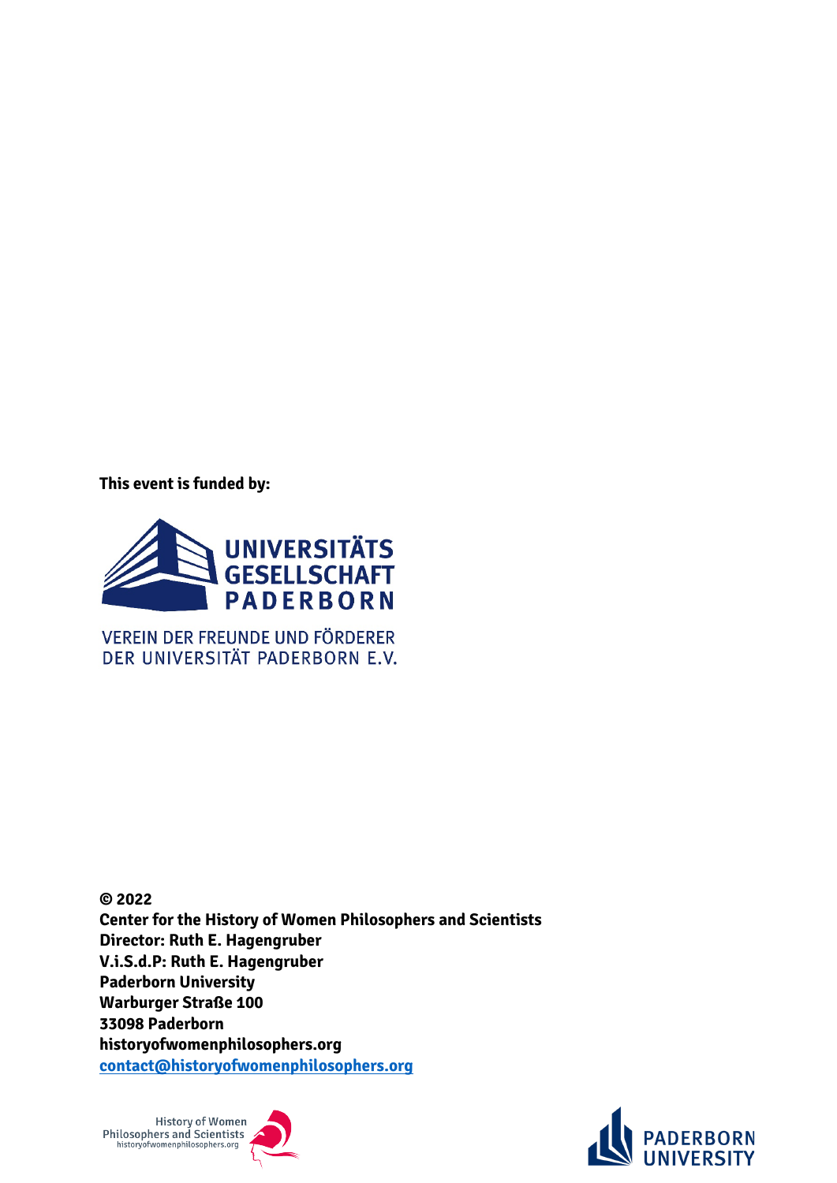**This event is funded by:**

UNIVERSITÄTS GESELLSCHAFT PADERBORN

VEREIN DER FREUNDE UND FÖRDERER DER UNIVERSITÄT PADERBORN E.V.

**© 2022**
**Center for the History of Women Philosophers and Scientists**
**Director: Ruth E. Hagengruber**
**V.i.S.d.P: Ruth E. Hagengruber**
**Paderborn University**
**Warburger Straße 100**
**33098 Paderborn**
**historyofwomenphilosophers.org**
**contact@historyofwomenphilosophers.org**

History of Women Philosophers and Scientists
historyofwomenphilosophers.org

PADERBORN UNIVERSITY